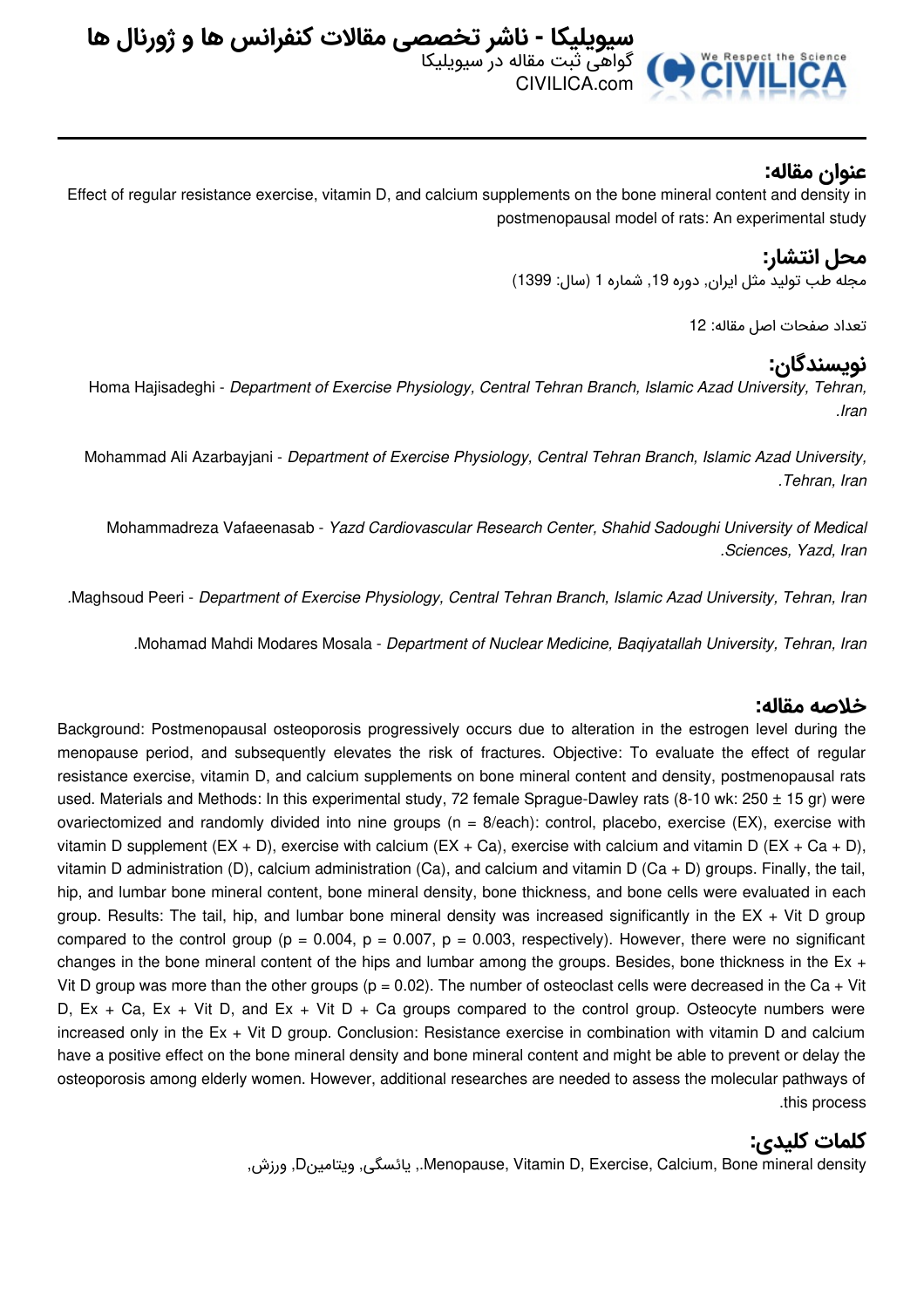# سیویلیکا - ناشر تخصصی مقالات کنفرانس ها و ژورنال ها

گواهی ثبت مقاله در سیویلیکا

CIVILICA.com

## عنوان مقاله:

Effect of regular resistance exercise, vitamin D, and calcium supplements on the bone mineral content and density in postmenopausal model of rats: An experimental study

## محل انتشار:

مجله طب تولید مثل ایران, دوره 19, شماره 1 (سال: 1399)

تعداد صفحات اصل مقاله: 12

## نویسندگان:

Homa Hajisadeghi - *Department of Exercise Physiology, Central Tehran Branch, Islamic Azad University, Tehran, Iran.*

Mohammad Ali Azarbayjani - *Department of Exercise Physiology, Central Tehran Branch, Islamic Azad University, Tehran, Iran.*

Mohammadreza Vafaeenasab - *Yazd Cardiovascular Research Center, Shahid Sadoughi University of Medical Sciences, Yazd, Iran.*

Maghsoud Peeri - *Department of Exercise Physiology, Central Tehran Branch, Islamic Azad University, Tehran, Iran.*

Mohamad Mahdi Modares Mosala - *Department of Nuclear Medicine, Baqiyatallah University, Tehran, Iran.*

## خلاصه مقاله:

Background: Postmenopausal osteoporosis progressively occurs due to alteration in the estrogen level during the menopause period, and subsequently elevates the risk of fractures. Objective: To evaluate the effect of regular resistance exercise, vitamin D, and calcium supplements on bone mineral content and density, postmenopausal rats used. Materials and Methods: In this experimental study, 72 female Sprague-Dawley rats (8-10 wk: 250 ± 15 gr) were ovariectomized and randomly divided into nine groups (n = 8/each): control, placebo, exercise (EX), exercise with vitamin D supplement (EX + D), exercise with calcium (EX + Ca), exercise with calcium and vitamin D (EX + Ca + D), vitamin D administration (D), calcium administration (Ca), and calcium and vitamin D (Ca + D) groups. Finally, the tail, hip, and lumbar bone mineral content, bone mineral density, bone thickness, and bone cells were evaluated in each group. Results: The tail, hip, and lumbar bone mineral density was increased significantly in the EX + Vit D group compared to the control group ($p = 0.004$, $p = 0.007$, $p = 0.003$, respectively). However, there were no significant changes in the bone mineral content of the hips and lumbar among the groups. Besides, bone thickness in the Ex + Vit D group was more than the other groups ($p = 0.02$). The number of osteoclast cells were decreased in the Ca + Vit D, Ex + Ca, Ex + Vit D, and Ex + Vit D + Ca groups compared to the control group. Osteocyte numbers were increased only in the Ex + Vit D group. Conclusion: Resistance exercise in combination with vitamin D and calcium have a positive effect on the bone mineral density and bone mineral content and might be able to prevent or delay the osteoporosis among elderly women. However, additional researches are needed to assess the molecular pathways of this process.

## کلمات کلیدی:

Menopause, Vitamin D, Exercise, Calcium, Bone mineral density., یائسگی, ویتامینD, ورزش,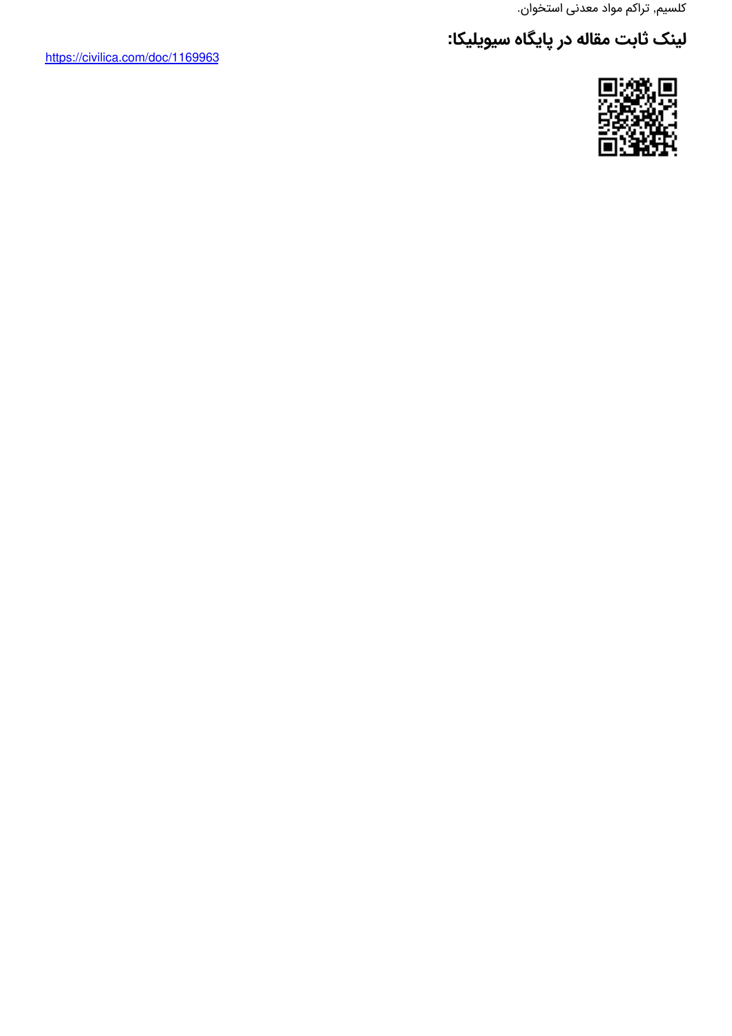کلسیم, تراکم مواد معدنی استخوان.

**لینک ثابت مقاله در پایگاه سیویلیکا:**

https://civilica.com/doc/1169963